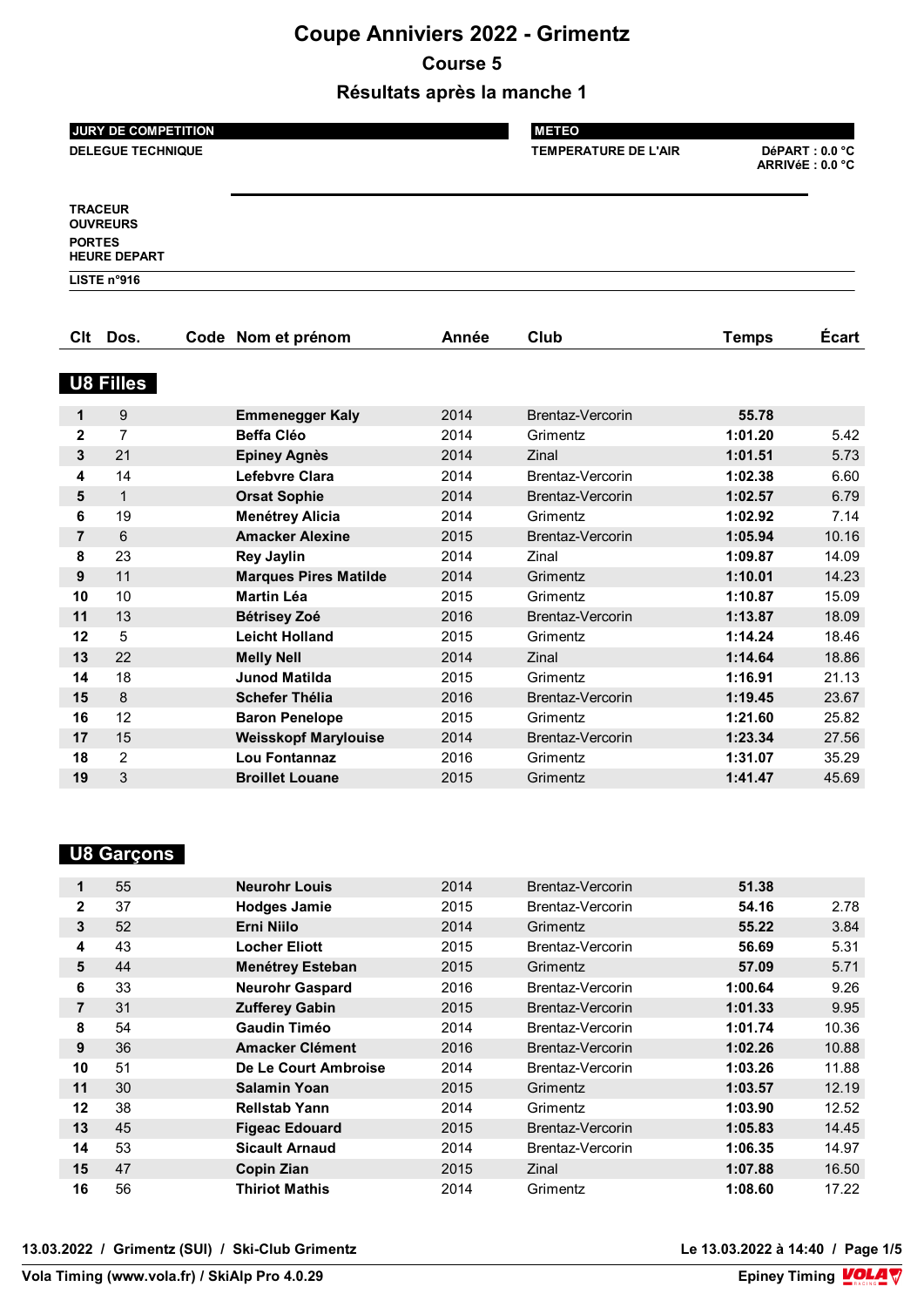# Coupe Anniviers 2022 - Grimentz

## Course 5

## Résultats après la manche 1

**JURY DE COMPETITION**

**DELEGUE TECHNIQUE**

**METEO**

**TEMPERATURE DE L'AIR** — **DéPART : 0.0 °C** / **ARRIVéE : 0.0 °C**

**TRACEUR**
**OUVREURS**
**PORTES**
**HEURE DEPART**

**LISTE n°916**

### U8 Filles

| Clt | Dos. | Code | Nom et prénom | Année | Club | Temps | Écart |
|---|---|---|---|---|---|---|---|
| 1 | 9 | | Emmenegger Kaly | 2014 | Brentaz-Vercorin | 55.78 | |
| 2 | 7 | | Beffa Cléo | 2014 | Grimentz | 1:01.20 | 5.42 |
| 3 | 21 | | Epiney Agnès | 2014 | Zinal | 1:01.51 | 5.73 |
| 4 | 14 | | Lefebvre Clara | 2014 | Brentaz-Vercorin | 1:02.38 | 6.60 |
| 5 | 1 | | Orsat Sophie | 2014 | Brentaz-Vercorin | 1:02.57 | 6.79 |
| 6 | 19 | | Menétrey Alicia | 2014 | Grimentz | 1:02.92 | 7.14 |
| 7 | 6 | | Amacker Alexine | 2015 | Brentaz-Vercorin | 1:05.94 | 10.16 |
| 8 | 23 | | Rey Jaylin | 2014 | Zinal | 1:09.87 | 14.09 |
| 9 | 11 | | Marques Pires Matilde | 2014 | Grimentz | 1:10.01 | 14.23 |
| 10 | 10 | | Martin Léa | 2015 | Grimentz | 1:10.87 | 15.09 |
| 11 | 13 | | Bétrisey Zoé | 2016 | Brentaz-Vercorin | 1:13.87 | 18.09 |
| 12 | 5 | | Leicht Holland | 2015 | Grimentz | 1:14.24 | 18.46 |
| 13 | 22 | | Melly Nell | 2014 | Zinal | 1:14.64 | 18.86 |
| 14 | 18 | | Junod Matilda | 2015 | Grimentz | 1:16.91 | 21.13 |
| 15 | 8 | | Schefer Thélia | 2016 | Brentaz-Vercorin | 1:19.45 | 23.67 |
| 16 | 12 | | Baron Penelope | 2015 | Grimentz | 1:21.60 | 25.82 |
| 17 | 15 | | Weisskopf Marylouise | 2014 | Brentaz-Vercorin | 1:23.34 | 27.56 |
| 18 | 2 | | Lou Fontannaz | 2016 | Grimentz | 1:31.07 | 35.29 |
| 19 | 3 | | Broillet Louane | 2015 | Grimentz | 1:41.47 | 45.69 |

### U8 Garçons

| Clt | Dos. | Code | Nom et prénom | Année | Club | Temps | Écart |
|---|---|---|---|---|---|---|---|
| 1 | 55 | | Neurohr Louis | 2014 | Brentaz-Vercorin | 51.38 | |
| 2 | 37 | | Hodges Jamie | 2015 | Brentaz-Vercorin | 54.16 | 2.78 |
| 3 | 52 | | Erni Niilo | 2014 | Grimentz | 55.22 | 3.84 |
| 4 | 43 | | Locher Eliott | 2015 | Brentaz-Vercorin | 56.69 | 5.31 |
| 5 | 44 | | Menétrey Esteban | 2015 | Grimentz | 57.09 | 5.71 |
| 6 | 33 | | Neurohr Gaspard | 2016 | Brentaz-Vercorin | 1:00.64 | 9.26 |
| 7 | 31 | | Zufferey Gabin | 2015 | Brentaz-Vercorin | 1:01.33 | 9.95 |
| 8 | 54 | | Gaudin Timéo | 2014 | Brentaz-Vercorin | 1:01.74 | 10.36 |
| 9 | 36 | | Amacker Clément | 2016 | Brentaz-Vercorin | 1:02.26 | 10.88 |
| 10 | 51 | | De Le Court Ambroise | 2014 | Brentaz-Vercorin | 1:03.26 | 11.88 |
| 11 | 30 | | Salamin Yoan | 2015 | Grimentz | 1:03.57 | 12.19 |
| 12 | 38 | | Rellstab Yann | 2014 | Grimentz | 1:03.90 | 12.52 |
| 13 | 45 | | Figeac Edouard | 2015 | Brentaz-Vercorin | 1:05.83 | 14.45 |
| 14 | 53 | | Sicault Arnaud | 2014 | Brentaz-Vercorin | 1:06.35 | 14.97 |
| 15 | 47 | | Copin Zian | 2015 | Zinal | 1:07.88 | 16.50 |
| 16 | 56 | | Thiriot Mathis | 2014 | Grimentz | 1:08.60 | 17.22 |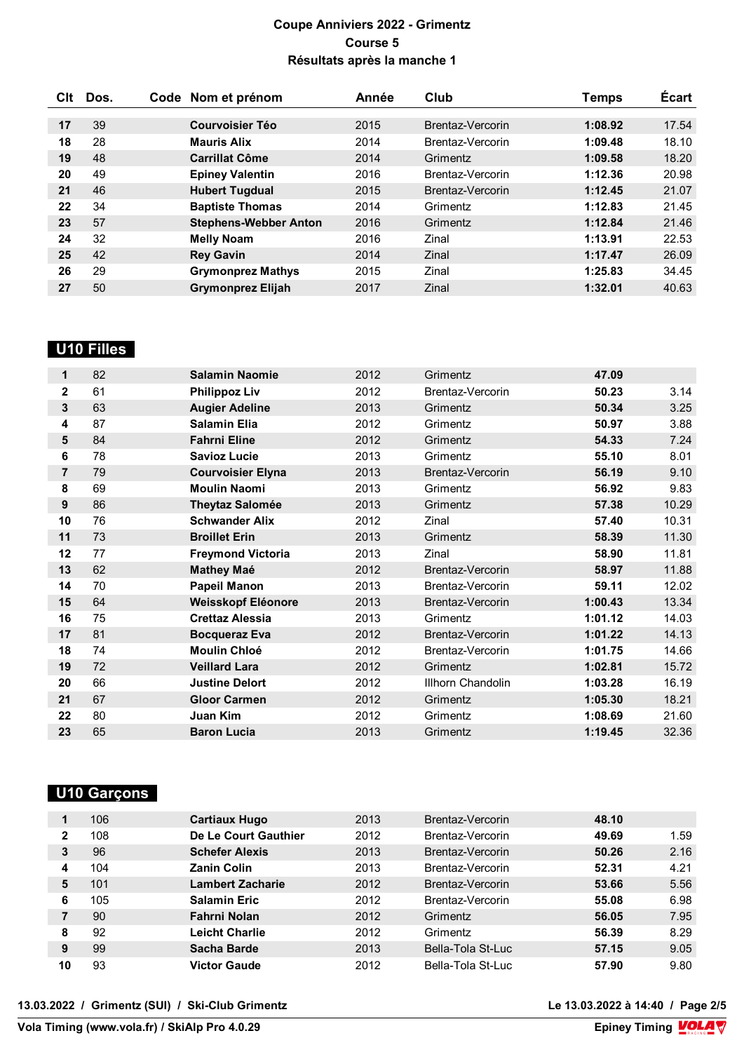# Coupe Anniviers 2022 - Grimentz

## Course 5

## Résultats après la manche 1

| Clt | Dos. | Code | Nom et prénom | Année | Club | Temps | Écart |
|---|---|---|---|---|---|---|---|
| 17 | 39 | | Courvoisier Téo | 2015 | Brentaz-Vercorin | 1:08.92 | 17.54 |
| 18 | 28 | | Mauris Alix | 2014 | Brentaz-Vercorin | 1:09.48 | 18.10 |
| 19 | 48 | | Carrillat Côme | 2015 | Grimentz | 1:09.58 | 18.20 |
| 20 | 49 | | Epiney Valentin | 2016 | Brentaz-Vercorin | 1:12.36 | 20.98 |
| 21 | 46 | | Hubert Tugdual | 2015 | Brentaz-Vercorin | 1:12.45 | 21.07 |
| 22 | 34 | | Baptiste Thomas | 2014 | Grimentz | 1:12.83 | 21.45 |
| 23 | 57 | | Stephens-Webber Anton | 2016 | Grimentz | 1:12.84 | 21.46 |
| 24 | 32 | | Melly Noam | 2016 | Zinal | 1:13.91 | 22.53 |
| 25 | 42 | | Rey Gavin | 2014 | Zinal | 1:17.47 | 26.09 |
| 26 | 29 | | Grymonprez Mathys | 2015 | Zinal | 1:25.83 | 34.45 |
| 27 | 50 | | Grymonprez Elijah | 2017 | Zinal | 1:32.01 | 40.63 |

## U10 Filles

| Clt | Dos. | Code | Nom et prénom | Année | Club | Temps | Écart |
|---|---|---|---|---|---|---|---|
| 1 | 82 | | Salamin Naomie | 2012 | Grimentz | 47.09 | |
| 2 | 61 | | Philippoz Liv | 2012 | Brentaz-Vercorin | 50.23 | 3.14 |
| 3 | 63 | | Augier Adeline | 2013 | Grimentz | 50.34 | 3.25 |
| 4 | 87 | | Salamin Elia | 2012 | Grimentz | 50.97 | 3.88 |
| 5 | 84 | | Fahrni Eline | 2012 | Grimentz | 54.33 | 7.24 |
| 6 | 78 | | Savioz Lucie | 2013 | Grimentz | 55.10 | 8.01 |
| 7 | 79 | | Courvoisier Elyna | 2013 | Brentaz-Vercorin | 56.19 | 9.10 |
| 8 | 69 | | Moulin Naomi | 2013 | Grimentz | 56.92 | 9.83 |
| 9 | 86 | | Theytaz Salomée | 2013 | Grimentz | 57.38 | 10.29 |
| 10 | 76 | | Schwander Alix | 2012 | Zinal | 57.40 | 10.31 |
| 11 | 73 | | Broillet Erin | 2013 | Grimentz | 58.39 | 11.30 |
| 12 | 77 | | Freymond Victoria | 2013 | Zinal | 58.90 | 11.81 |
| 13 | 62 | | Mathey Maé | 2012 | Brentaz-Vercorin | 58.97 | 11.88 |
| 14 | 70 | | Papeil Manon | 2013 | Brentaz-Vercorin | 59.11 | 12.02 |
| 15 | 64 | | Weisskopf Eléonore | 2013 | Brentaz-Vercorin | 1:00.43 | 13.34 |
| 16 | 75 | | Crettaz Alessia | 2013 | Grimentz | 1:01.12 | 14.03 |
| 17 | 81 | | Bocqueraz Eva | 2012 | Brentaz-Vercorin | 1:01.22 | 14.13 |
| 18 | 74 | | Moulin Chloé | 2012 | Brentaz-Vercorin | 1:01.75 | 14.66 |
| 19 | 72 | | Veillard Lara | 2012 | Grimentz | 1:02.81 | 15.72 |
| 20 | 66 | | Justine Delort | 2012 | Illhorn Chandolin | 1:03.28 | 16.19 |
| 21 | 67 | | Gloor Carmen | 2012 | Grimentz | 1:05.30 | 18.21 |
| 22 | 80 | | Juan Kim | 2012 | Grimentz | 1:08.69 | 21.60 |
| 23 | 65 | | Baron Lucia | 2013 | Grimentz | 1:19.45 | 32.36 |

## U10 Garçons

| Clt | Dos. | Code | Nom et prénom | Année | Club | Temps | Écart |
|---|---|---|---|---|---|---|---|
| 1 | 106 | | Cartiaux Hugo | 2013 | Brentaz-Vercorin | 48.10 | |
| 2 | 108 | | De Le Court Gauthier | 2012 | Brentaz-Vercorin | 49.69 | 1.59 |
| 3 | 96 | | Schefer Alexis | 2013 | Brentaz-Vercorin | 50.26 | 2.16 |
| 4 | 104 | | Zanin Colin | 2013 | Brentaz-Vercorin | 52.31 | 4.21 |
| 5 | 101 | | Lambert Zacharie | 2012 | Brentaz-Vercorin | 53.66 | 5.56 |
| 6 | 105 | | Salamin Eric | 2012 | Brentaz-Vercorin | 55.08 | 6.98 |
| 7 | 90 | | Fahrni Nolan | 2012 | Grimentz | 56.05 | 7.95 |
| 8 | 92 | | Leicht Charlie | 2012 | Grimentz | 56.39 | 8.29 |
| 9 | 99 | | Sacha Barde | 2013 | Bella-Tola St-Luc | 57.15 | 9.05 |
| 10 | 93 | | Victor Gaude | 2012 | Bella-Tola St-Luc | 57.90 | 9.80 |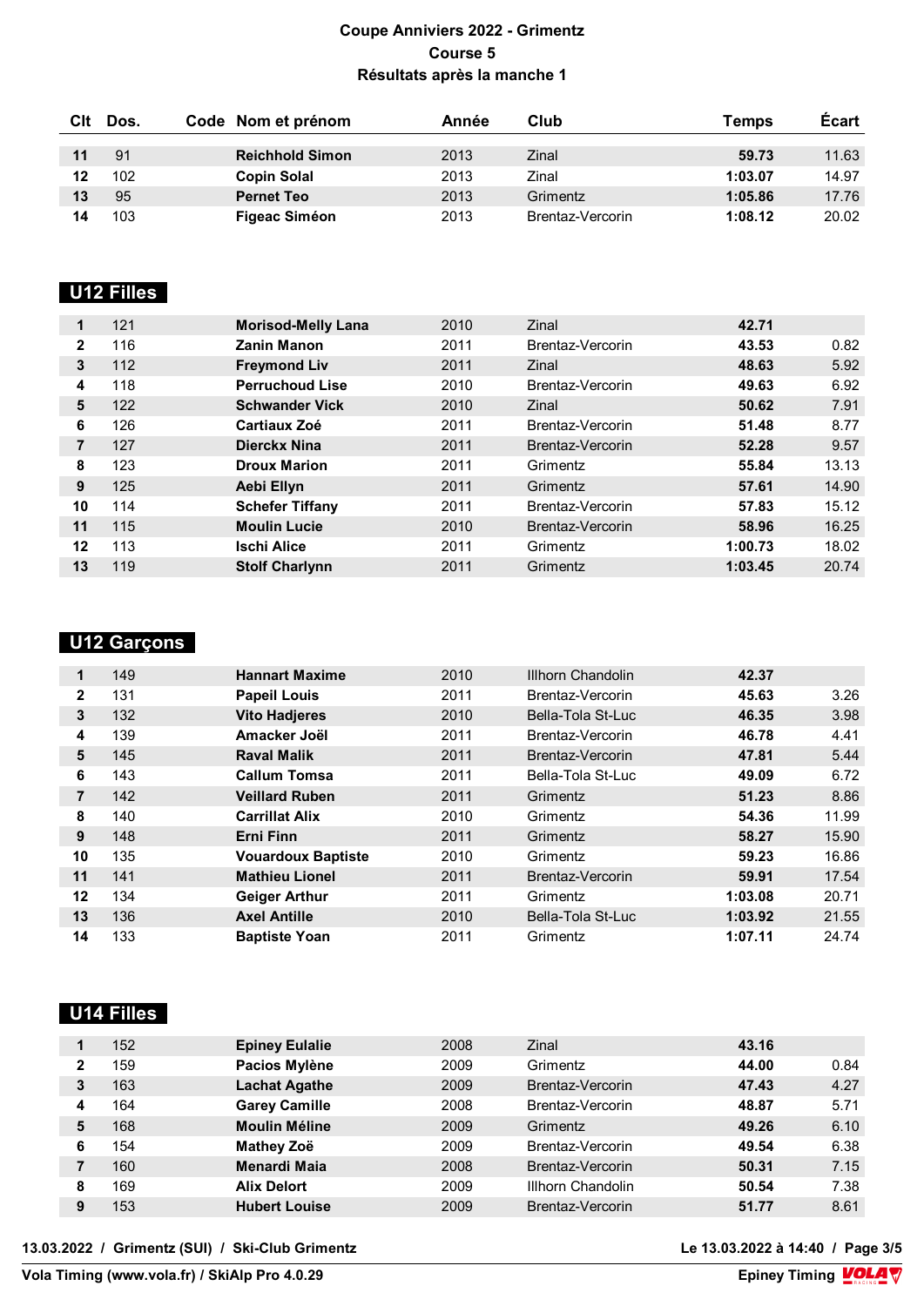# Coupe Anniviers 2022 - Grimentz

## Course 5

## Résultats après la manche 1

| Clt | Dos. | Code | Nom et prénom | Année | Club | Temps | Écart |
|---|---|---|---|---|---|---|---|
| 11 | 91 | | **Reichhold Simon** | 2013 | Zinal | **59.73** | 11.63 |
| 12 | 102 | | **Copin Solal** | 2013 | Zinal | **1:03.07** | 14.97 |
| 13 | 95 | | **Pernet Teo** | 2013 | Grimentz | **1:05.86** | 17.76 |
| 14 | 103 | | **Figeac Siméon** | 2013 | Brentaz-Vercorin | **1:08.12** | 20.02 |

## U12 Filles

| Clt | Dos. | Code | Nom et prénom | Année | Club | Temps | Écart |
|---|---|---|---|---|---|---|---|
| 1 | 121 | | **Morisod-Melly Lana** | 2010 | Zinal | **42.71** | |
| 2 | 116 | | **Zanin Manon** | 2011 | Brentaz-Vercorin | **43.53** | 0.82 |
| 3 | 112 | | **Freymond Liv** | 2011 | Zinal | **48.63** | 5.92 |
| 4 | 118 | | **Perruchoud Lise** | 2010 | Brentaz-Vercorin | **49.63** | 6.92 |
| 5 | 122 | | **Schwander Vick** | 2010 | Zinal | **50.62** | 7.91 |
| 6 | 126 | | **Cartiaux Zoé** | 2011 | Brentaz-Vercorin | **51.48** | 8.77 |
| 7 | 127 | | **Dierckx Nina** | 2011 | Brentaz-Vercorin | **52.28** | 9.57 |
| 8 | 123 | | **Droux Marion** | 2011 | Grimentz | **55.84** | 13.13 |
| 9 | 125 | | **Aebi Ellyn** | 2011 | Grimentz | **57.61** | 14.90 |
| 10 | 114 | | **Schefer Tiffany** | 2011 | Brentaz-Vercorin | **57.83** | 15.12 |
| 11 | 115 | | **Moulin Lucie** | 2010 | Brentaz-Vercorin | **58.96** | 16.25 |
| 12 | 113 | | **Ischi Alice** | 2011 | Grimentz | **1:00.73** | 18.02 |
| 13 | 119 | | **Stolf Charlynn** | 2011 | Grimentz | **1:03.45** | 20.74 |

## U12 Garçons

| Clt | Dos. | Code | Nom et prénom | Année | Club | Temps | Écart |
|---|---|---|---|---|---|---|---|
| 1 | 149 | | **Hannart Maxime** | 2010 | Illhorn Chandolin | **42.37** | |
| 2 | 131 | | **Papeil Louis** | 2011 | Brentaz-Vercorin | **45.63** | 3.26 |
| 3 | 132 | | **Vito Hadjeres** | 2010 | Bella-Tola St-Luc | **46.35** | 3.98 |
| 4 | 139 | | **Amacker Joël** | 2011 | Brentaz-Vercorin | **46.78** | 4.41 |
| 5 | 145 | | **Raval Malik** | 2011 | Brentaz-Vercorin | **47.81** | 5.44 |
| 6 | 143 | | **Callum Tomsa** | 2011 | Bella-Tola St-Luc | **49.09** | 6.72 |
| 7 | 142 | | **Veillard Ruben** | 2011 | Grimentz | **51.23** | 8.86 |
| 8 | 140 | | **Carrillat Alix** | 2010 | Grimentz | **54.36** | 11.99 |
| 9 | 148 | | **Erni Finn** | 2011 | Grimentz | **58.27** | 15.90 |
| 10 | 135 | | **Vouardoux Baptiste** | 2010 | Grimentz | **59.23** | 16.86 |
| 11 | 141 | | **Mathieu Lionel** | 2011 | Brentaz-Vercorin | **59.91** | 17.54 |
| 12 | 134 | | **Geiger Arthur** | 2011 | Grimentz | **1:03.08** | 20.71 |
| 13 | 136 | | **Axel Antille** | 2010 | Bella-Tola St-Luc | **1:03.92** | 21.55 |
| 14 | 133 | | **Baptiste Yoan** | 2011 | Grimentz | **1:07.11** | 24.74 |

## U14 Filles

| Clt | Dos. | Code | Nom et prénom | Année | Club | Temps | Écart |
|---|---|---|---|---|---|---|---|
| 1 | 152 | | **Epiney Eulalie** | 2008 | Zinal | **43.16** | |
| 2 | 159 | | **Pacios Mylène** | 2009 | Grimentz | **44.00** | 0.84 |
| 3 | 163 | | **Lachat Agathe** | 2009 | Brentaz-Vercorin | **47.43** | 4.27 |
| 4 | 164 | | **Garey Camille** | 2008 | Brentaz-Vercorin | **48.87** | 5.71 |
| 5 | 168 | | **Moulin Méline** | 2009 | Grimentz | **49.26** | 6.10 |
| 6 | 154 | | **Mathey Zoë** | 2009 | Brentaz-Vercorin | **49.54** | 6.38 |
| 7 | 160 | | **Menardi Maia** | 2008 | Brentaz-Vercorin | **50.31** | 7.15 |
| 8 | 169 | | **Alix Delort** | 2009 | Illhorn Chandolin | **50.54** | 7.38 |
| 9 | 153 | | **Hubert Louise** | 2009 | Brentaz-Vercorin | **51.77** | 8.61 |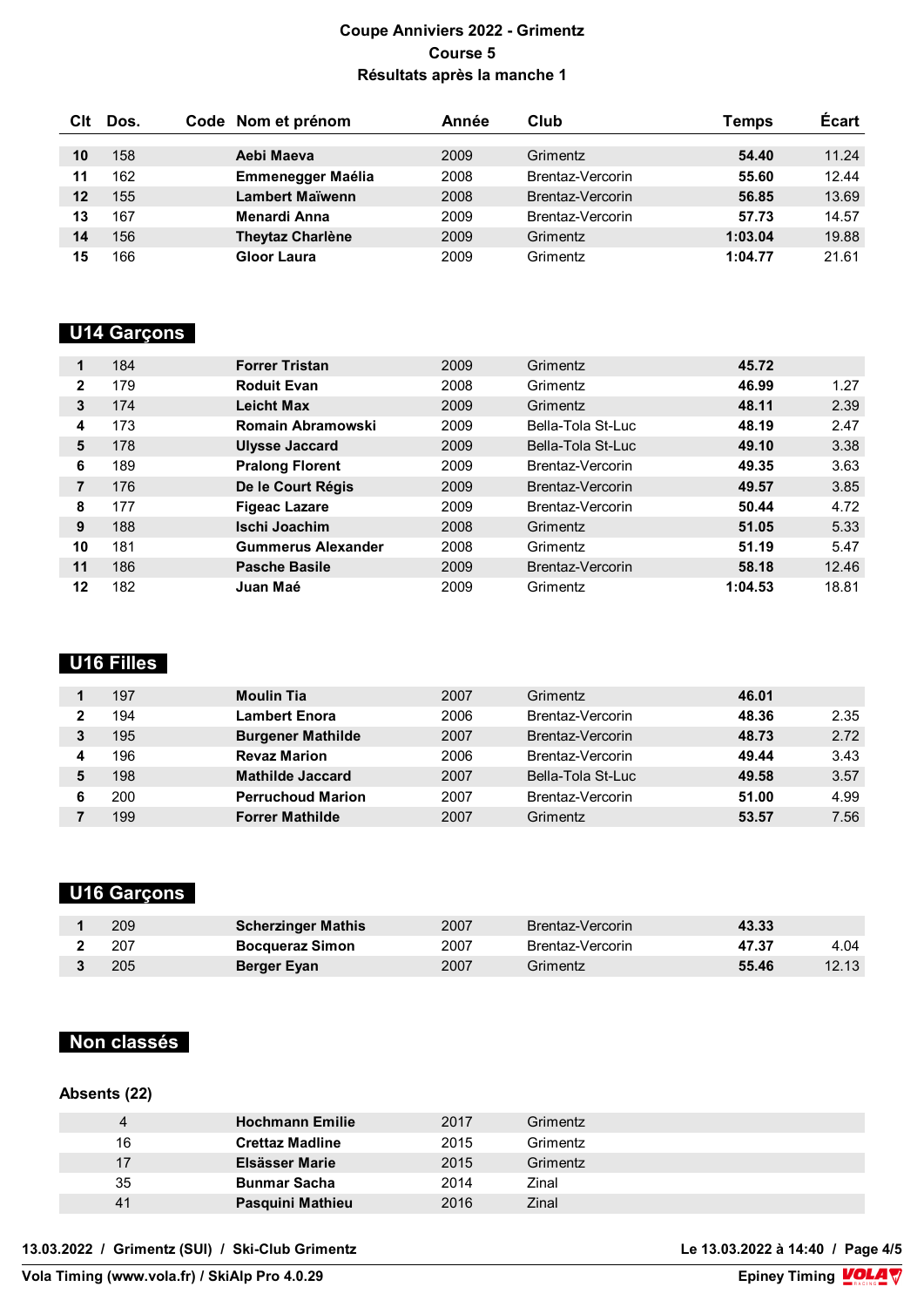# Coupe Anniviers 2022 - Grimentz

## Course 5

## Résultats après la manche 1

| Clt | Dos. | Code | Nom et prénom | Année | Club | Temps | Écart |
|---|---|---|---|---|---|---|---|
| 10 | 158 | | **Aebi Maeva** | 2009 | Grimentz | **54.40** | 11.24 |
| 11 | 162 | | **Emmenegger Maélia** | 2008 | Brentaz-Vercorin | **55.60** | 12.44 |
| 12 | 155 | | **Lambert Maïwenn** | 2008 | Brentaz-Vercorin | **56.85** | 13.69 |
| 13 | 167 | | **Menardi Anna** | 2009 | Brentaz-Vercorin | **57.73** | 14.57 |
| 14 | 156 | | **Theytaz Charlène** | 2009 | Grimentz | **1:03.04** | 19.88 |
| 15 | 166 | | **Gloor Laura** | 2009 | Grimentz | **1:04.77** | 21.61 |

## U14 Garçons

| Clt | Dos. | Code | Nom et prénom | Année | Club | Temps | Écart |
|---|---|---|---|---|---|---|---|
| 1 | 184 | | **Forrer Tristan** | 2009 | Grimentz | **45.72** | |
| 2 | 179 | | **Roduit Evan** | 2008 | Grimentz | **46.99** | 1.27 |
| 3 | 174 | | **Leicht Max** | 2009 | Grimentz | **48.11** | 2.39 |
| 4 | 173 | | **Romain Abramowski** | 2009 | Bella-Tola St-Luc | **48.19** | 2.47 |
| 5 | 178 | | **Ulysse Jaccard** | 2009 | Bella-Tola St-Luc | **49.10** | 3.38 |
| 6 | 189 | | **Pralong Florent** | 2009 | Brentaz-Vercorin | **49.35** | 3.63 |
| 7 | 176 | | **De le Court Régis** | 2009 | Brentaz-Vercorin | **49.57** | 3.85 |
| 8 | 177 | | **Figeac Lazare** | 2009 | Brentaz-Vercorin | **50.44** | 4.72 |
| 9 | 188 | | **Ischi Joachim** | 2008 | Grimentz | **51.05** | 5.33 |
| 10 | 181 | | **Gummerus Alexander** | 2008 | Grimentz | **51.19** | 5.47 |
| 11 | 186 | | **Pasche Basile** | 2009 | Brentaz-Vercorin | **58.18** | 12.46 |
| 12 | 182 | | **Juan Maé** | 2009 | Grimentz | **1:04.53** | 18.81 |

## U16 Filles

| Clt | Dos. | Code | Nom et prénom | Année | Club | Temps | Écart |
|---|---|---|---|---|---|---|---|
| 1 | 197 | | **Moulin Tia** | 2007 | Grimentz | **46.01** | |
| 2 | 194 | | **Lambert Enora** | 2006 | Brentaz-Vercorin | **48.36** | 2.35 |
| 3 | 195 | | **Burgener Mathilde** | 2007 | Brentaz-Vercorin | **48.73** | 2.72 |
| 4 | 196 | | **Revaz Marion** | 2006 | Brentaz-Vercorin | **49.44** | 3.43 |
| 5 | 198 | | **Mathilde Jaccard** | 2007 | Bella-Tola St-Luc | **49.58** | 3.57 |
| 6 | 200 | | **Perruchoud Marion** | 2007 | Brentaz-Vercorin | **51.00** | 4.99 |
| 7 | 199 | | **Forrer Mathilde** | 2007 | Grimentz | **53.57** | 7.56 |

## U16 Garçons

| Clt | Dos. | Code | Nom et prénom | Année | Club | Temps | Écart |
|---|---|---|---|---|---|---|---|
| 1 | 209 | | **Scherzinger Mathis** | 2007 | Brentaz-Vercorin | **43.33** | |
| 2 | 207 | | **Bocqueraz Simon** | 2007 | Brentaz-Vercorin | **47.37** | 4.04 |
| 3 | 205 | | **Berger Eyan** | 2007 | Grimentz | **55.46** | 12.13 |

## Non classés

**Absents (22)**

| Dos. | Nom et prénom | Année | Club |
|---|---|---|---|
| 4 | **Hochmann Emilie** | 2017 | Grimentz |
| 16 | **Crettaz Madline** | 2015 | Grimentz |
| 17 | **Elsässer Marie** | 2015 | Grimentz |
| 35 | **Bunmar Sacha** | 2014 | Zinal |
| 41 | **Pasquini Mathieu** | 2016 | Zinal |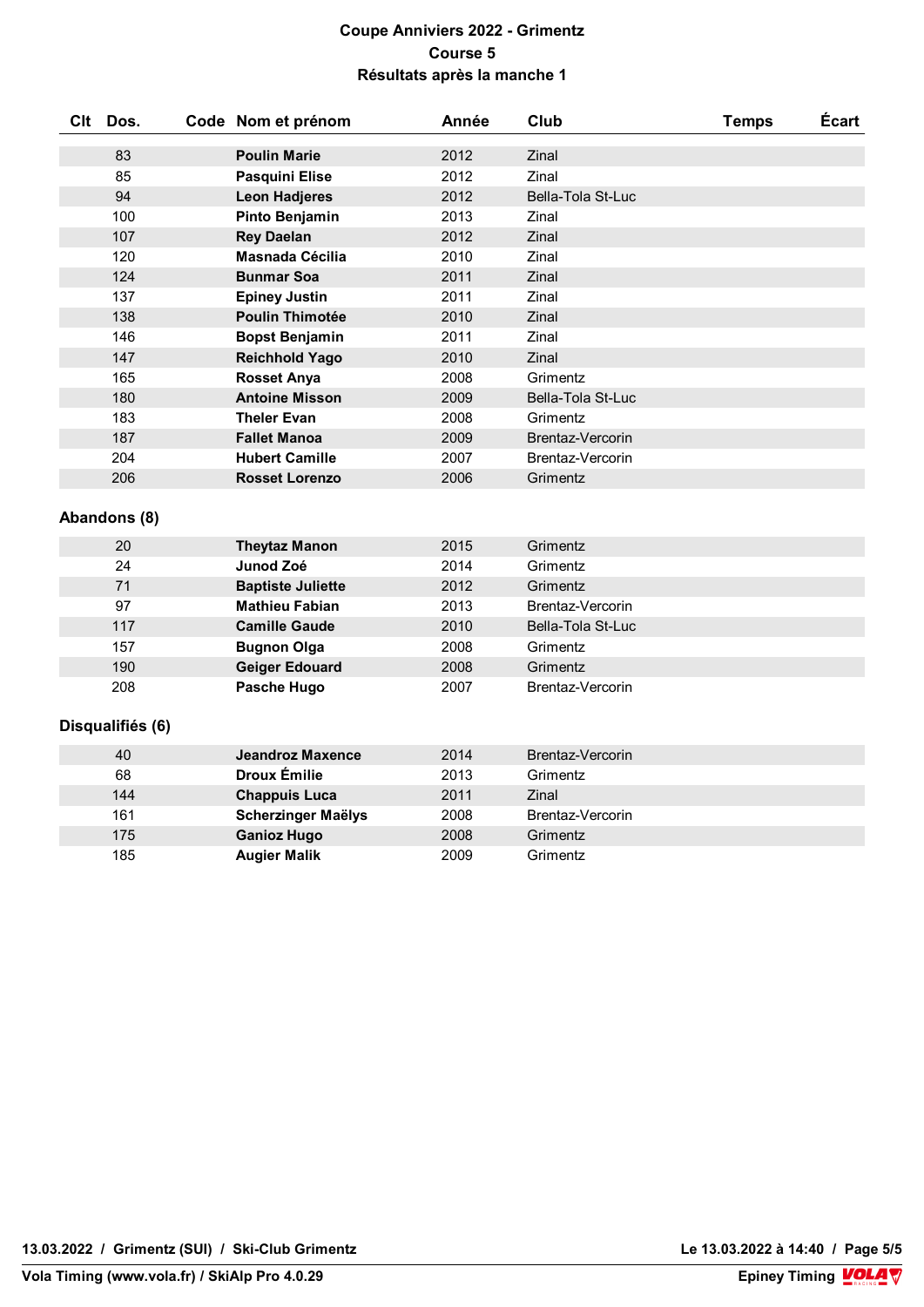# Coupe Anniviers 2022 - Grimentz

## Course 5

## Résultats après la manche 1

| Clt | Dos. | Code | Nom et prénom | Année | Club | Temps | Écart |
|---|---|---|---|---|---|---|---|
| | 83 | | **Poulin Marie** | 2012 | Zinal | | |
| | 85 | | **Pasquini Elise** | 2012 | Zinal | | |
| | 94 | | **Leon Hadjeres** | 2012 | Bella-Tola St-Luc | | |
| | 100 | | **Pinto Benjamin** | 2013 | Zinal | | |
| | 107 | | **Rey Daelan** | 2012 | Zinal | | |
| | 120 | | **Masnada Cécilia** | 2010 | Zinal | | |
| | 124 | | **Bunmar Soa** | 2011 | Zinal | | |
| | 137 | | **Epiney Justin** | 2011 | Zinal | | |
| | 138 | | **Poulin Thimotée** | 2010 | Zinal | | |
| | 146 | | **Bopst Benjamin** | 2011 | Zinal | | |
| | 147 | | **Reichhold Yago** | 2010 | Zinal | | |
| | 165 | | **Rosset Anya** | 2008 | Grimentz | | |
| | 180 | | **Antoine Misson** | 2009 | Bella-Tola St-Luc | | |
| | 183 | | **Theler Evan** | 2008 | Grimentz | | |
| | 187 | | **Fallet Manoa** | 2009 | Brentaz-Vercorin | | |
| | 204 | | **Hubert Camille** | 2007 | Brentaz-Vercorin | | |
| | 206 | | **Rosset Lorenzo** | 2006 | Grimentz | | |

### Abandons (8)

| Clt | Dos. | Code | Nom et prénom | Année | Club | Temps | Écart |
|---|---|---|---|---|---|---|---|
| | 20 | | **Theytaz Manon** | 2015 | Grimentz | | |
| | 24 | | **Junod Zoé** | 2014 | Grimentz | | |
| | 71 | | **Baptiste Juliette** | 2012 | Grimentz | | |
| | 97 | | **Mathieu Fabian** | 2013 | Brentaz-Vercorin | | |
| | 117 | | **Camille Gaude** | 2010 | Bella-Tola St-Luc | | |
| | 157 | | **Bugnon Olga** | 2008 | Grimentz | | |
| | 190 | | **Geiger Edouard** | 2008 | Grimentz | | |
| | 208 | | **Pasche Hugo** | 2007 | Brentaz-Vercorin | | |

### Disqualifiés (6)

| Clt | Dos. | Code | Nom et prénom | Année | Club | Temps | Écart |
|---|---|---|---|---|---|---|---|
| | 40 | | **Jeandroz Maxence** | 2014 | Brentaz-Vercorin | | |
| | 68 | | **Droux Émilie** | 2013 | Grimentz | | |
| | 144 | | **Chappuis Luca** | 2011 | Zinal | | |
| | 161 | | **Scherzinger Maëlys** | 2008 | Brentaz-Vercorin | | |
| | 175 | | **Ganioz Hugo** | 2008 | Grimentz | | |
| | 185 | | **Augier Malik** | 2009 | Grimentz | | |